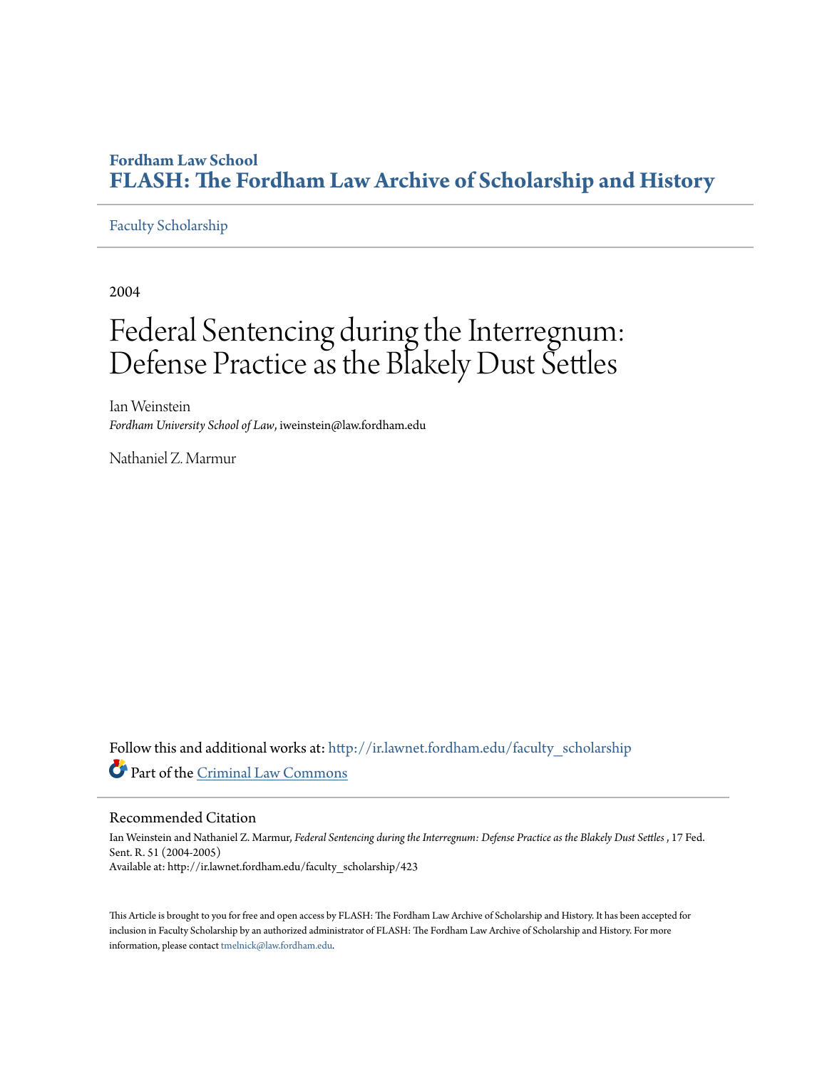**Fordham Law School**

**FLASH: The Fordham Law Archive of Scholarship and History**

Faculty Scholarship

2004

# Federal Sentencing during the Interregnum: Defense Practice as the Blakely Dust Settles

Ian Weinstein
*Fordham University School of Law*, iweinstein@law.fordham.edu

Nathaniel Z. Marmur

Follow this and additional works at: http://ir.lawnet.fordham.edu/faculty_scholarship

Part of the Criminal Law Commons

## Recommended Citation

Ian Weinstein and Nathaniel Z. Marmur, *Federal Sentencing during the Interregnum: Defense Practice as the Blakely Dust Settles* , 17 Fed. Sent. R. 51 (2004-2005)
Available at: http://ir.lawnet.fordham.edu/faculty_scholarship/423

This Article is brought to you for free and open access by FLASH: The Fordham Law Archive of Scholarship and History. It has been accepted for inclusion in Faculty Scholarship by an authorized administrator of FLASH: The Fordham Law Archive of Scholarship and History. For more information, please contact tmelnick@law.fordham.edu.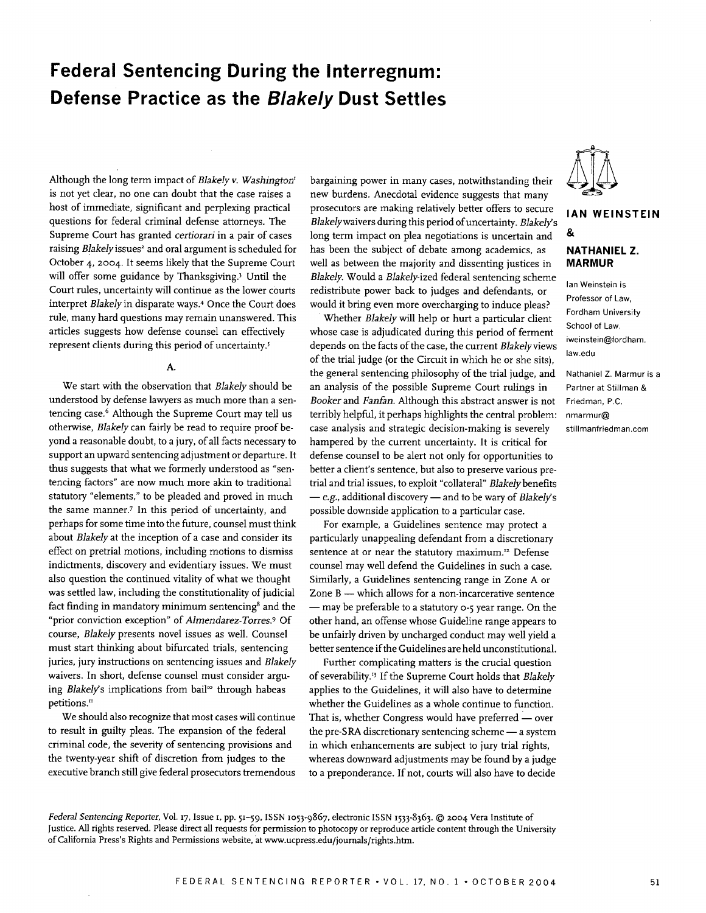# Federal Sentencing During the Interregnum: Defense Practice as the *Blakely* Dust Settles

**IAN WEINSTEIN**

**&**

**NATHANIEL Z. MARMUR**

Ian Weinstein is Professor of Law, Fordham University School of Law. iweinstein@fordham.law.edu

Nathaniel Z. Marmur is a Partner at Stillman & Friedman, P.C. nmarmur@stillmanfriedman.com

Although the long term impact of *Blakely v. Washington*[1] is not yet clear, no one can doubt that the case raises a host of immediate, significant and perplexing practical questions for federal criminal defense attorneys. The Supreme Court has granted *certiorari* in a pair of cases raising *Blakely* issues[2] and oral argument is scheduled for October 4, 2004. It seems likely that the Supreme Court will offer some guidance by Thanksgiving.[3] Until the Court rules, uncertainty will continue as the lower courts interpret *Blakely* in disparate ways.[4] Once the Court does rule, many hard questions may remain unanswered. This articles suggests how defense counsel can effectively represent clients during this period of uncertainty.[5]

## A.

We start with the observation that *Blakely* should be understood by defense lawyers as much more than a sentencing case.[6] Although the Supreme Court may tell us otherwise, *Blakely* can fairly be read to require proof beyond a reasonable doubt, to a jury, of all facts necessary to support an upward sentencing adjustment or departure. It thus suggests that what we formerly understood as "sentencing factors" are now much more akin to traditional statutory "elements," to be pleaded and proved in much the same manner.[7] In this period of uncertainty, and perhaps for some time into the future, counsel must think about *Blakely* at the inception of a case and consider its effect on pretrial motions, including motions to dismiss indictments, discovery and evidentiary issues. We must also question the continued vitality of what we thought was settled law, including the constitutionality of judicial fact finding in mandatory minimum sentencing[8] and the "prior conviction exception" of *Almendarez-Torres*.[9] Of course, *Blakely* presents novel issues as well. Counsel must start thinking about bifurcated trials, sentencing juries, jury instructions on sentencing issues and *Blakely* waivers. In short, defense counsel must consider arguing *Blakely*'s implications from bail[10] through habeas petitions.[11]

We should also recognize that most cases will continue to result in guilty pleas. The expansion of the federal criminal code, the severity of sentencing provisions and the twenty-year shift of discretion from judges to the executive branch still give federal prosecutors tremendous bargaining power in many cases, notwithstanding their new burdens. Anecdotal evidence suggests that many prosecutors are making relatively better offers to secure *Blakely* waivers during this period of uncertainty. *Blakely*'s long term impact on plea negotiations is uncertain and has been the subject of debate among academics, as well as between the majority and dissenting justices in *Blakely*. Would a *Blakely*-ized federal sentencing scheme redistribute power back to judges and defendants, or would it bring even more overcharging to induce pleas?

Whether *Blakely* will help or hurt a particular client whose case is adjudicated during this period of ferment depends on the facts of the case, the current *Blakely* views of the trial judge (or the Circuit in which he or she sits), the general sentencing philosophy of the trial judge, and an analysis of the possible Supreme Court rulings in *Booker* and *Fanfan*. Although this abstract answer is not terribly helpful, it perhaps highlights the central problem: case analysis and strategic decision-making is severely hampered by the current uncertainty. It is critical for defense counsel to be alert not only for opportunities to better a client's sentence, but also to preserve various pretrial and trial issues, to exploit "collateral" *Blakely* benefits — *e.g.*, additional discovery — and to be wary of *Blakely*'s possible downside application to a particular case.

For example, a Guidelines sentence may protect a particularly unappealing defendant from a discretionary sentence at or near the statutory maximum.[12] Defense counsel may well defend the Guidelines in such a case. Similarly, a Guidelines sentencing range in Zone A or Zone B — which allows for a non-incarcerative sentence — may be preferable to a statutory 0-5 year range. On the other hand, an offense whose Guideline range appears to be unfairly driven by uncharged conduct may well yield a better sentence if the Guidelines are held unconstitutional.

Further complicating matters is the crucial question of severability.[13] If the Supreme Court holds that *Blakely* applies to the Guidelines, it will also have to determine whether the Guidelines as a whole continue to function. That is, whether Congress would have preferred — over the pre-SRA discretionary sentencing scheme — a system in which enhancements are subject to jury trial rights, whereas downward adjustments may be found by a judge to a preponderance. If not, courts will also have to decide

*Federal Sentencing Reporter*, Vol. 17, Issue 1, pp. 51–59, ISSN 1053-9867, electronic ISSN 1533-8363. © 2004 Vera Institute of Justice. All rights reserved. Please direct all requests for permission to photocopy or reproduce article content through the University of California Press's Rights and Permissions website, at www.ucpress.edu/journals/rights.htm.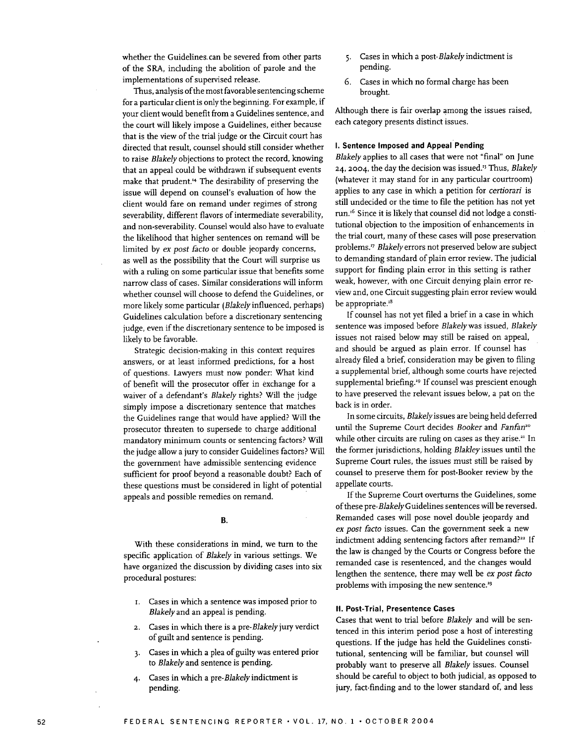whether the Guidelines can be severed from other parts of the SRA, including the abolition of parole and the implementations of supervised release.

Thus, analysis of the most favorable sentencing scheme for a particular client is only the beginning. For example, if your client would benefit from a Guidelines sentence, and the court will likely impose a Guidelines, either because that is the view of the trial judge or the Circuit court has directed that result, counsel should still consider whether to raise *Blakely* objections to protect the record, knowing that an appeal could be withdrawn if subsequent events make that prudent.[14] The desirability of preserving the issue will depend on counsel's evaluation of how the client would fare on remand under regimes of strong severability, different flavors of intermediate severability, and non-severability. Counsel would also have to evaluate the likelihood that higher sentences on remand will be limited by *ex post facto* or double jeopardy concerns, as well as the possibility that the Court will surprise us with a ruling on some particular issue that benefits some narrow class of cases. Similar considerations will inform whether counsel will choose to defend the Guidelines, or more likely some particular (*Blakely* influenced, perhaps) Guidelines calculation before a discretionary sentencing judge, even if the discretionary sentence to be imposed is likely to be favorable.

Strategic decision-making in this context requires answers, or at least informed predictions, for a host of questions. Lawyers must now ponder: What kind of benefit will the prosecutor offer in exchange for a waiver of a defendant's *Blakely* rights? Will the judge simply impose a discretionary sentence that matches the Guidelines range that would have applied? Will the prosecutor threaten to supersede to charge additional mandatory minimum counts or sentencing factors? Will the judge allow a jury to consider Guidelines factors? Will the government have admissible sentencing evidence sufficient for proof beyond a reasonable doubt? Each of these questions must be considered in light of potential appeals and possible remedies on remand.

## B.

With these considerations in mind, we turn to the specific application of *Blakely* in various settings. We have organized the discussion by dividing cases into six procedural postures:

1. Cases in which a sentence was imposed prior to *Blakely* and an appeal is pending.
2. Cases in which there is a pre-*Blakely* jury verdict of guilt and sentence is pending.
3. Cases in which a plea of guilty was entered prior to *Blakely* and sentence is pending.
4. Cases in which a pre-*Blakely* indictment is pending.
5. Cases in which a post-*Blakely* indictment is pending.
6. Cases in which no formal charge has been brought.

Although there is fair overlap among the issues raised, each category presents distinct issues.

### I. Sentence Imposed and Appeal Pending

*Blakely* applies to all cases that were not "final" on June 24, 2004, the day the decision was issued.[15] Thus, *Blakely* (whatever it may stand for in any particular courtroom) applies to any case in which a petition for *certiorari* is still undecided or the time to file the petition has not yet run.[16] Since it is likely that counsel did not lodge a constitutional objection to the imposition of enhancements in the trial court, many of these cases will pose preservation problems.[17] *Blakely* errors not preserved below are subject to demanding standard of plain error review. The judicial support for finding plain error in this setting is rather weak, however, with one Circuit denying plain error review and, one Circuit suggesting plain error review would be appropriate.[18]

If counsel has not yet filed a brief in a case in which sentence was imposed before *Blakely* was issued, *Blakely* issues not raised below may still be raised on appeal, and should be argued as plain error. If counsel has already filed a brief, consideration may be given to filing a supplemental brief, although some courts have rejected supplemental briefing.[19] If counsel was prescient enough to have preserved the relevant issues below, a pat on the back is in order.

In some circuits, *Blakely* issues are being held deferred until the Supreme Court decides *Booker* and *Fanfan*[20] while other circuits are ruling on cases as they arise.[21] In the former jurisdictions, holding *Blakley* issues until the Supreme Court rules, the issues must still be raised by counsel to preserve them for post-Booker review by the appellate courts.

If the Supreme Court overturns the Guidelines, some of these pre-*Blakely* Guidelines sentences will be reversed. Remanded cases will pose novel double jeopardy and *ex post facto* issues. Can the government seek a new indictment adding sentencing factors after remand?[22] If the law is changed by the Courts or Congress before the remanded case is resentenced, and the changes would lengthen the sentence, there may well be *ex post facto* problems with imposing the new sentence.[23]

### II. Post-Trial, Presentence Cases

Cases that went to trial before *Blakely* and will be sentenced in this interim period pose a host of interesting questions. If the judge has held the Guidelines constitutional, sentencing will be familiar, but counsel will probably want to preserve all *Blakely* issues. Counsel should be careful to object to both judicial, as opposed to jury, fact-finding and to the lower standard of, and less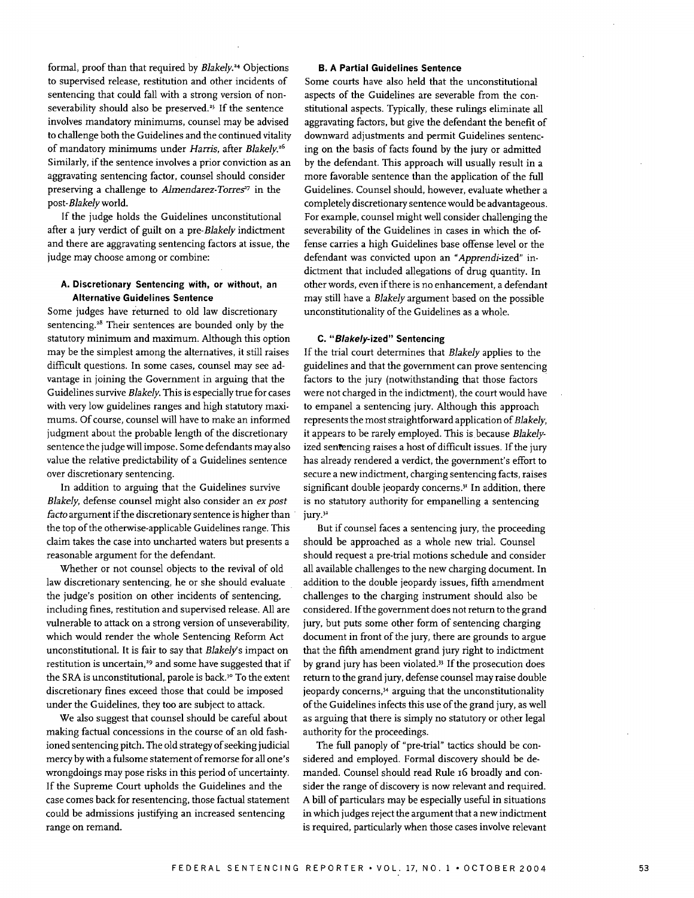formal, proof than that required by *Blakely*.[24] Objections to supervised release, restitution and other incidents of sentencing that could fall with a strong version of non-severability should also be preserved.[25] If the sentence involves mandatory minimums, counsel may be advised to challenge both the Guidelines and the continued vitality of mandatory minimums under *Harris*, after *Blakely*.[26] Similarly, if the sentence involves a prior conviction as an aggravating sentencing factor, counsel should consider preserving a challenge to *Almendarez-Torres*[27] in the post-*Blakely* world.

If the judge holds the Guidelines unconstitutional after a jury verdict of guilt on a pre-*Blakely* indictment and there are aggravating sentencing factors at issue, the judge may choose among or combine:

### A. Discretionary Sentencing with, or without, an Alternative Guidelines Sentence

Some judges have returned to old law discretionary sentencing.[28] Their sentences are bounded only by the statutory minimum and maximum. Although this option may be the simplest among the alternatives, it still raises difficult questions. In some cases, counsel may see advantage in joining the Government in arguing that the Guidelines survive *Blakely*. This is especially true for cases with very low guidelines ranges and high statutory maximums. Of course, counsel will have to make an informed judgment about the probable length of the discretionary sentence the judge will impose. Some defendants may also value the relative predictability of a Guidelines sentence over discretionary sentencing.

In addition to arguing that the Guidelines survive *Blakely*, defense counsel might also consider an *ex post facto* argument if the discretionary sentence is higher than the top of the otherwise-applicable Guidelines range. This claim takes the case into uncharted waters but presents a reasonable argument for the defendant.

Whether or not counsel objects to the revival of old law discretionary sentencing, he or she should evaluate the judge's position on other incidents of sentencing, including fines, restitution and supervised release. All are vulnerable to attack on a strong version of unseverability, which would render the whole Sentencing Reform Act unconstitutional. It is fair to say that *Blakely*'s impact on restitution is uncertain,[29] and some have suggested that if the SRA is unconstitutional, parole is back.[30] To the extent discretionary fines exceed those that could be imposed under the Guidelines, they too are subject to attack.

We also suggest that counsel should be careful about making factual concessions in the course of an old fashioned sentencing pitch. The old strategy of seeking judicial mercy by with a fulsome statement of remorse for all one's wrongdoings may pose risks in this period of uncertainty. If the Supreme Court upholds the Guidelines and the case comes back for resentencing, those factual statement could be admissions justifying an increased sentencing range on remand.

### B. A Partial Guidelines Sentence

Some courts have also held that the unconstitutional aspects of the Guidelines are severable from the constitutional aspects. Typically, these rulings eliminate all aggravating factors, but give the defendant the benefit of downward adjustments and permit Guidelines sentencing on the basis of facts found by the jury or admitted by the defendant. This approach will usually result in a more favorable sentence than the application of the full Guidelines. Counsel should, however, evaluate whether a completely discretionary sentence would be advantageous. For example, counsel might well consider challenging the severability of the Guidelines in cases in which the offense carries a high Guidelines base offense level or the defendant was convicted upon an "*Apprendi*-ized" indictment that included allegations of drug quantity. In other words, even if there is no enhancement, a defendant may still have a *Blakely* argument based on the possible unconstitutionality of the Guidelines as a whole.

### C. "*Blakely*-ized" Sentencing

If the trial court determines that *Blakely* applies to the guidelines and that the government can prove sentencing factors to the jury (notwithstanding that those factors were not charged in the indictment), the court would have to empanel a sentencing jury. Although this approach represents the most straightforward application of *Blakely*, it appears to be rarely employed. This is because *Blakely*-ized sentencing raises a host of difficult issues. If the jury has already rendered a verdict, the government's effort to secure a new indictment, charging sentencing facts, raises significant double jeopardy concerns.[31] In addition, there is no statutory authority for empanelling a sentencing jury.[32]

But if counsel faces a sentencing jury, the proceeding should be approached as a whole new trial. Counsel should request a pre-trial motions schedule and consider all available challenges to the new charging document. In addition to the double jeopardy issues, fifth amendment challenges to the charging instrument should also be considered. If the government does not return to the grand jury, but puts some other form of sentencing charging document in front of the jury, there are grounds to argue that the fifth amendment grand jury right to indictment by grand jury has been violated.[33] If the prosecution does return to the grand jury, defense counsel may raise double jeopardy concerns,[34] arguing that the unconstitutionality of the Guidelines infects this use of the grand jury, as well as arguing that there is simply no statutory or other legal authority for the proceedings.

The full panoply of "pre-trial" tactics should be considered and employed. Formal discovery should be demanded. Counsel should read Rule 16 broadly and consider the range of discovery is now relevant and required. A bill of particulars may be especially useful in situations in which judges reject the argument that a new indictment is required, particularly when those cases involve relevant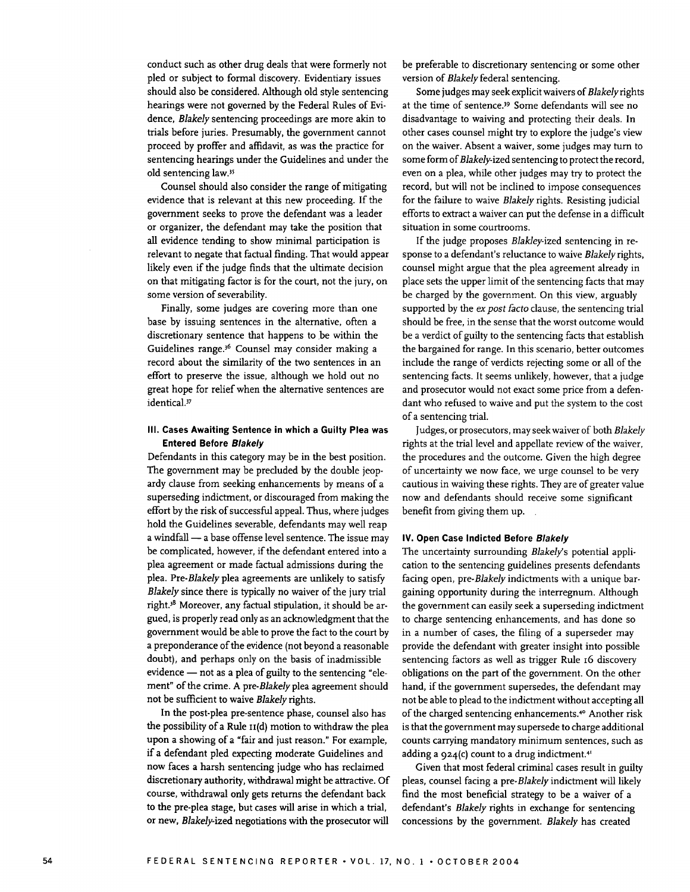conduct such as other drug deals that were formerly not pled or subject to formal discovery. Evidentiary issues should also be considered. Although old style sentencing hearings were not governed by the Federal Rules of Evidence, *Blakely* sentencing proceedings are more akin to trials before juries. Presumably, the government cannot proceed by proffer and affidavit, as was the practice for sentencing hearings under the Guidelines and under the old sentencing law.[35]

Counsel should also consider the range of mitigating evidence that is relevant at this new proceeding. If the government seeks to prove the defendant was a leader or organizer, the defendant may take the position that all evidence tending to show minimal participation is relevant to negate that factual finding. That would appear likely even if the judge finds that the ultimate decision on that mitigating factor is for the court, not the jury, on some version of severability.

Finally, some judges are covering more than one base by issuing sentences in the alternative, often a discretionary sentence that happens to be within the Guidelines range.[36] Counsel may consider making a record about the similarity of the two sentences in an effort to preserve the issue, although we hold out no great hope for relief when the alternative sentences are identical.[37]

### III. Cases Awaiting Sentence in which a Guilty Plea was Entered Before *Blakely*

Defendants in this category may be in the best position. The government may be precluded by the double jeopardy clause from seeking enhancements by means of a superseding indictment, or discouraged from making the effort by the risk of successful appeal. Thus, where judges hold the Guidelines severable, defendants may well reap a windfall — a base offense level sentence. The issue may be complicated, however, if the defendant entered into a plea agreement or made factual admissions during the plea. Pre-*Blakely* plea agreements are unlikely to satisfy *Blakely* since there is typically no waiver of the jury trial right.[38] Moreover, any factual stipulation, it should be argued, is properly read only as an acknowledgment that the government would be able to prove the fact to the court by a preponderance of the evidence (not beyond a reasonable doubt), and perhaps only on the basis of inadmissible evidence — not as a plea of guilty to the sentencing "element" of the crime. A pre-*Blakely* plea agreement should not be sufficient to waive *Blakely* rights.

In the post-plea pre-sentence phase, counsel also has the possibility of a Rule 11(d) motion to withdraw the plea upon a showing of a "fair and just reason." For example, if a defendant pled expecting moderate Guidelines and now faces a harsh sentencing judge who has reclaimed discretionary authority, withdrawal might be attractive. Of course, withdrawal only gets returns the defendant back to the pre-plea stage, but cases will arise in which a trial, or new, *Blakely*-ized negotiations with the prosecutor will be preferable to discretionary sentencing or some other version of *Blakely* federal sentencing.

Some judges may seek explicit waivers of *Blakely* rights at the time of sentence.[39] Some defendants will see no disadvantage to waiving and protecting their deals. In other cases counsel might try to explore the judge's view on the waiver. Absent a waiver, some judges may turn to some form of *Blakely*-ized sentencing to protect the record, even on a plea, while other judges may try to protect the record, but will not be inclined to impose consequences for the failure to waive *Blakely* rights. Resisting judicial efforts to extract a waiver can put the defense in a difficult situation in some courtrooms.

If the judge proposes *Blakley*-ized sentencing in response to a defendant's reluctance to waive *Blakely* rights, counsel might argue that the plea agreement already in place sets the upper limit of the sentencing facts that may be charged by the government. On this view, arguably supported by the *ex post facto* clause, the sentencing trial should be free, in the sense that the worst outcome would be a verdict of guilty to the sentencing facts that establish the bargained for range. In this scenario, better outcomes include the range of verdicts rejecting some or all of the sentencing facts. It seems unlikely, however, that a judge and prosecutor would not exact some price from a defendant who refused to waive and put the system to the cost of a sentencing trial.

Judges, or prosecutors, may seek waiver of both *Blakely* rights at the trial level and appellate review of the waiver, the procedures and the outcome. Given the high degree of uncertainty we now face, we urge counsel to be very cautious in waiving these rights. They are of greater value now and defendants should receive some significant benefit from giving them up.

### IV. Open Case Indicted Before *Blakely*

The uncertainty surrounding *Blakely*'s potential application to the sentencing guidelines presents defendants facing open, pre-*Blakely* indictments with a unique bargaining opportunity during the interregnum. Although the government can easily seek a superseding indictment to charge sentencing enhancements, and has done so in a number of cases, the filing of a superseder may provide the defendant with greater insight into possible sentencing factors as well as trigger Rule 16 discovery obligations on the part of the government. On the other hand, if the government supersedes, the defendant may not be able to plead to the indictment without accepting all of the charged sentencing enhancements.[40] Another risk is that the government may supersede to charge additional counts carrying mandatory minimum sentences, such as adding a 924(c) count to a drug indictment.[41]

Given that most federal criminal cases result in guilty pleas, counsel facing a pre-*Blakely* indictment will likely find the most beneficial strategy to be a waiver of a defendant's *Blakely* rights in exchange for sentencing concessions by the government. *Blakely* has created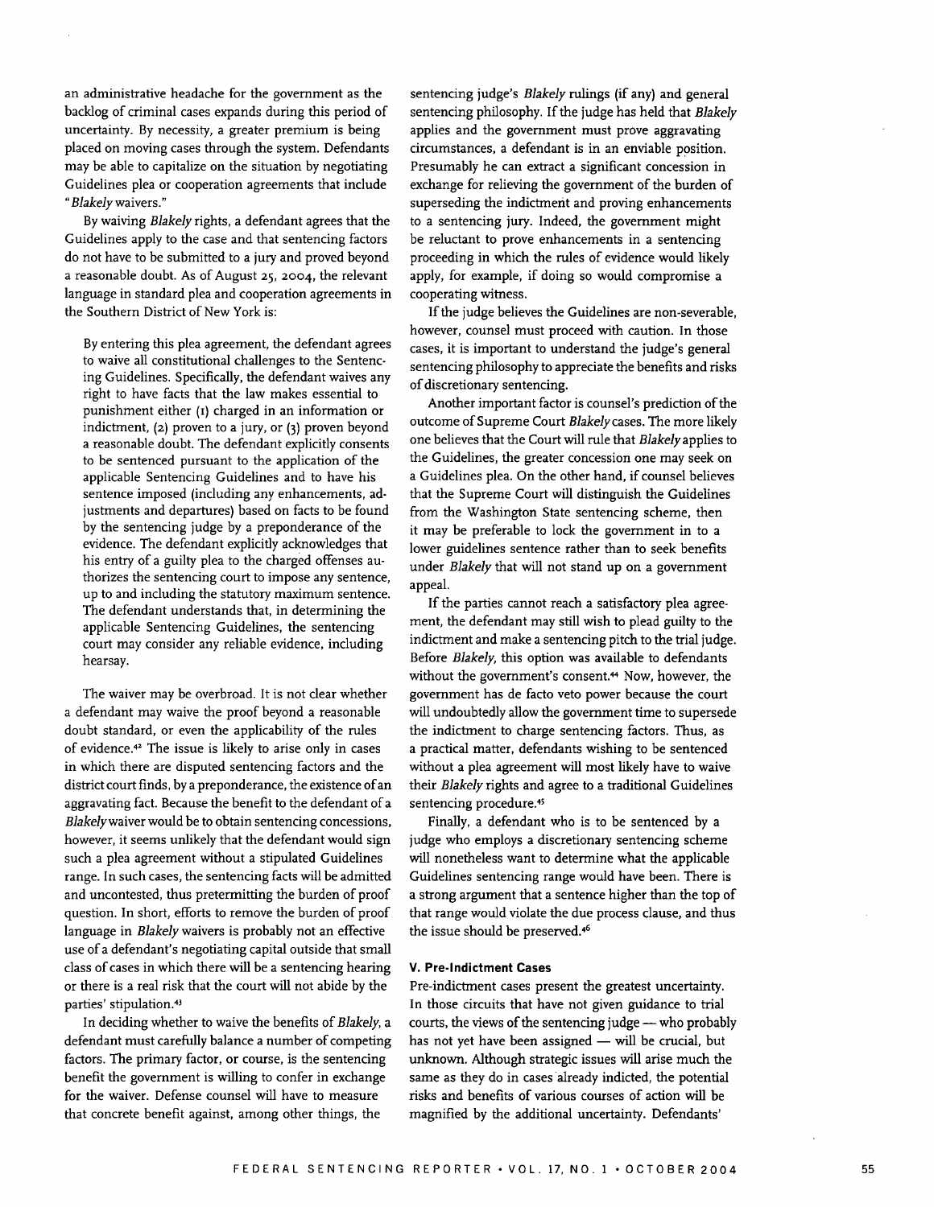an administrative headache for the government as the backlog of criminal cases expands during this period of uncertainty. By necessity, a greater premium is being placed on moving cases through the system. Defendants may be able to capitalize on the situation by negotiating Guidelines plea or cooperation agreements that include "*Blakely* waivers."

By waiving *Blakely* rights, a defendant agrees that the Guidelines apply to the case and that sentencing factors do not have to be submitted to a jury and proved beyond a reasonable doubt. As of August 25, 2004, the relevant language in standard plea and cooperation agreements in the Southern District of New York is:

> By entering this plea agreement, the defendant agrees to waive all constitutional challenges to the Sentencing Guidelines. Specifically, the defendant waives any right to have facts that the law makes essential to punishment either (1) charged in an information or indictment, (2) proven to a jury, or (3) proven beyond a reasonable doubt. The defendant explicitly consents to be sentenced pursuant to the application of the applicable Sentencing Guidelines and to have his sentence imposed (including any enhancements, adjustments and departures) based on facts to be found by the sentencing judge by a preponderance of the evidence. The defendant explicitly acknowledges that his entry of a guilty plea to the charged offenses authorizes the sentencing court to impose any sentence, up to and including the statutory maximum sentence. The defendant understands that, in determining the applicable Sentencing Guidelines, the sentencing court may consider any reliable evidence, including hearsay.

The waiver may be overbroad. It is not clear whether a defendant may waive the proof beyond a reasonable doubt standard, or even the applicability of the rules of evidence.[42] The issue is likely to arise only in cases in which there are disputed sentencing factors and the district court finds, by a preponderance, the existence of an aggravating fact. Because the benefit to the defendant of a *Blakely* waiver would be to obtain sentencing concessions, however, it seems unlikely that the defendant would sign such a plea agreement without a stipulated Guidelines range. In such cases, the sentencing facts will be admitted and uncontested, thus pretermitting the burden of proof question. In short, efforts to remove the burden of proof language in *Blakely* waivers is probably not an effective use of a defendant's negotiating capital outside that small class of cases in which there will be a sentencing hearing or there is a real risk that the court will not abide by the parties' stipulation.[43]

In deciding whether to waive the benefits of *Blakely*, a defendant must carefully balance a number of competing factors. The primary factor, or course, is the sentencing benefit the government is willing to confer in exchange for the waiver. Defense counsel will have to measure that concrete benefit against, among other things, the sentencing judge's *Blakely* rulings (if any) and general sentencing philosophy. If the judge has held that *Blakely* applies and the government must prove aggravating circumstances, a defendant is in an enviable position. Presumably he can extract a significant concession in exchange for relieving the government of the burden of superseding the indictment and proving enhancements to a sentencing jury. Indeed, the government might be reluctant to prove enhancements in a sentencing proceeding in which the rules of evidence would likely apply, for example, if doing so would compromise a cooperating witness.

If the judge believes the Guidelines are non-severable, however, counsel must proceed with caution. In those cases, it is important to understand the judge's general sentencing philosophy to appreciate the benefits and risks of discretionary sentencing.

Another important factor is counsel's prediction of the outcome of Supreme Court *Blakely* cases. The more likely one believes that the Court will rule that *Blakely* applies to the Guidelines, the greater concession one may seek on a Guidelines plea. On the other hand, if counsel believes that the Supreme Court will distinguish the Guidelines from the Washington State sentencing scheme, then it may be preferable to lock the government in to a lower guidelines sentence rather than to seek benefits under *Blakely* that will not stand up on a government appeal.

If the parties cannot reach a satisfactory plea agreement, the defendant may still wish to plead guilty to the indictment and make a sentencing pitch to the trial judge. Before *Blakely*, this option was available to defendants without the government's consent.[44] Now, however, the government has de facto veto power because the court will undoubtedly allow the government time to supersede the indictment to charge sentencing factors. Thus, as a practical matter, defendants wishing to be sentenced without a plea agreement will most likely have to waive their *Blakely* rights and agree to a traditional Guidelines sentencing procedure.[45]

Finally, a defendant who is to be sentenced by a judge who employs a discretionary sentencing scheme will nonetheless want to determine what the applicable Guidelines sentencing range would have been. There is a strong argument that a sentence higher than the top of that range would violate the due process clause, and thus the issue should be preserved.[46]

### V. Pre-Indictment Cases

Pre-indictment cases present the greatest uncertainty. In those circuits that have not given guidance to trial courts, the views of the sentencing judge — who probably has not yet have been assigned — will be crucial, but unknown. Although strategic issues will arise much the same as they do in cases already indicted, the potential risks and benefits of various courses of action will be magnified by the additional uncertainty. Defendants'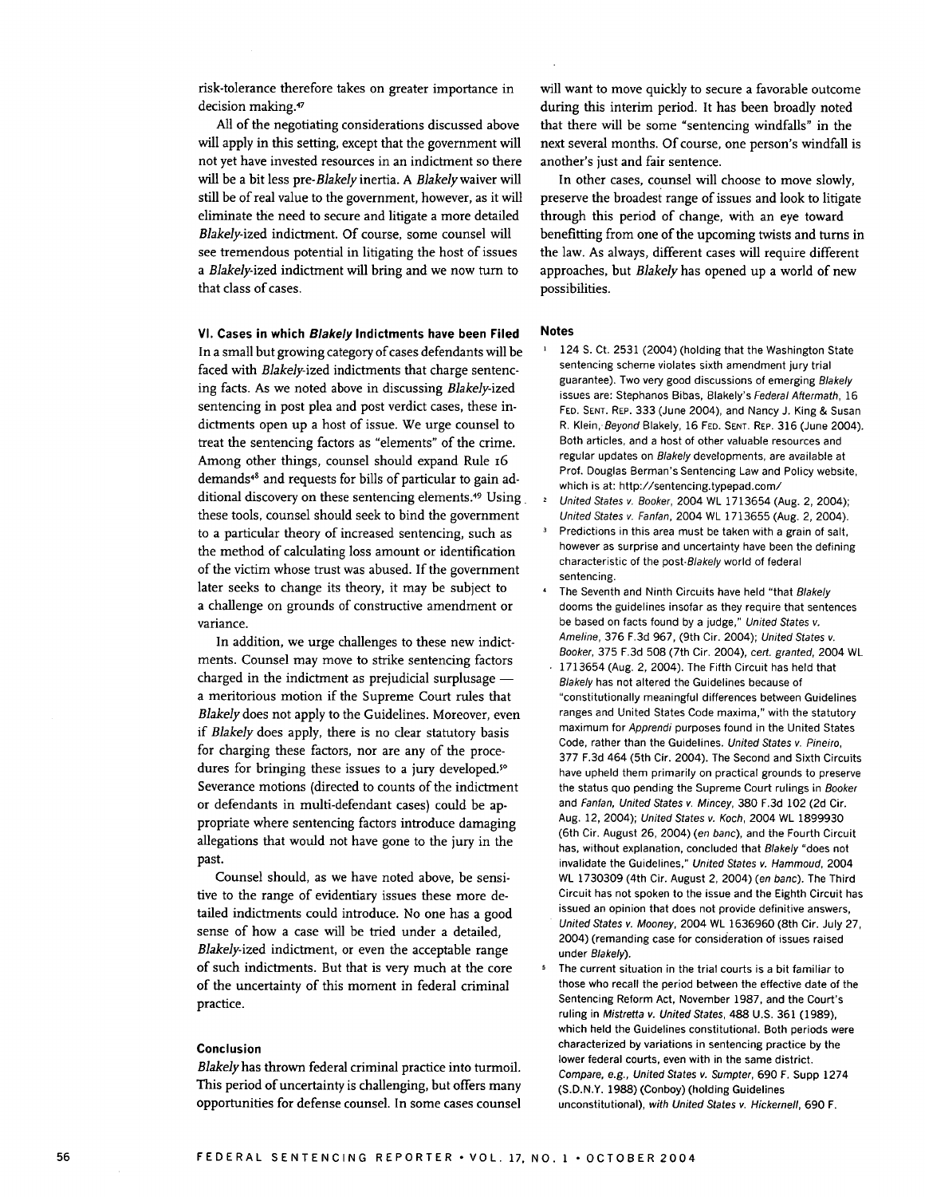risk-tolerance therefore takes on greater importance in decision making.[47]

All of the negotiating considerations discussed above will apply in this setting, except that the government will not yet have invested resources in an indictment so there will be a bit less pre-*Blakely* inertia. A *Blakely* waiver will still be of real value to the government, however, as it will eliminate the need to secure and litigate a more detailed *Blakely*-ized indictment. Of course, some counsel will see tremendous potential in litigating the host of issues a *Blakely*-ized indictment will bring and we now turn to that class of cases.

## VI. Cases in which *Blakely* Indictments have been Filed

In a small but growing category of cases defendants will be faced with *Blakely*-ized indictments that charge sentencing facts. As we noted above in discussing *Blakely*-ized sentencing in post plea and post verdict cases, these indictments open up a host of issue. We urge counsel to treat the sentencing factors as "elements" of the crime. Among other things, counsel should expand Rule 16 demands[48] and requests for bills of particular to gain additional discovery on these sentencing elements.[49] Using these tools, counsel should seek to bind the government to a particular theory of increased sentencing, such as the method of calculating loss amount or identification of the victim whose trust was abused. If the government later seeks to change its theory, it may be subject to a challenge on grounds of constructive amendment or variance.

In addition, we urge challenges to these new indictments. Counsel may move to strike sentencing factors charged in the indictment as prejudicial surplusage — a meritorious motion if the Supreme Court rules that *Blakely* does not apply to the Guidelines. Moreover, even if *Blakely* does apply, there is no clear statutory basis for charging these factors, nor are any of the procedures for bringing these issues to a jury developed.[50] Severance motions (directed to counts of the indictment or defendants in multi-defendant cases) could be appropriate where sentencing factors introduce damaging allegations that would not have gone to the jury in the past.

Counsel should, as we have noted above, be sensitive to the range of evidentiary issues these more detailed indictments could introduce. No one has a good sense of how a case will be tried under a detailed, *Blakely*-ized indictment, or even the acceptable range of such indictments. But that is very much at the core of the uncertainty of this moment in federal criminal practice.

## Conclusion

*Blakely* has thrown federal criminal practice into turmoil. This period of uncertainty is challenging, but offers many opportunities for defense counsel. In some cases counsel will want to move quickly to secure a favorable outcome during this interim period. It has been broadly noted that there will be some "sentencing windfalls" in the next several months. Of course, one person's windfall is another's just and fair sentence.

In other cases, counsel will choose to move slowly, preserve the broadest range of issues and look to litigate through this period of change, with an eye toward benefitting from one of the upcoming twists and turns in the law. As always, different cases will require different approaches, but *Blakely* has opened up a world of new possibilities.

## Notes

1. 124 S. Ct. 2531 (2004) (holding that the Washington State sentencing scheme violates sixth amendment jury trial guarantee). Two very good discussions of emerging *Blakely* issues are: Stephanos Bibas, Blakely's *Federal Aftermath*, 16 Fed. Sent. Rep. 333 (June 2004), and Nancy J. King & Susan R. Klein, *Beyond* Blakely, 16 Fed. Sent. Rep. 316 (June 2004). Both articles, and a host of other valuable resources and regular updates on *Blakely* developments, are available at Prof. Douglas Berman's Sentencing Law and Policy website, which is at: http://sentencing.typepad.com/
2. *United States v. Booker*, 2004 WL 1713654 (Aug. 2, 2004); *United States v. Fanfan*, 2004 WL 1713655 (Aug. 2, 2004).
3. Predictions in this area must be taken with a grain of salt, however as surprise and uncertainty have been the defining characteristic of the post-*Blakely* world of federal sentencing.
4. The Seventh and Ninth Circuits have held "that *Blakely* dooms the guidelines insofar as they require that sentences be based on facts found by a judge," *United States v. Ameline*, 376 F.3d 967, (9th Cir. 2004); *United States v. Booker*, 375 F.3d 508 (7th Cir. 2004), *cert. granted*, 2004 WL 1713654 (Aug. 2, 2004). The Fifth Circuit has held that *Blakely* has not altered the Guidelines because of "constitutionally meaningful differences between Guidelines ranges and United States Code maxima," with the statutory maximum for *Apprendi* purposes found in the United States Code, rather than the Guidelines. *United States v. Pineiro*, 377 F.3d 464 (5th Cir. 2004). The Second and Sixth Circuits have upheld them primarily on practical grounds to preserve the status quo pending the Supreme Court rulings in *Booker* and *Fanfan*, *United States v. Mincey*, 380 F.3d 102 (2d Cir. Aug. 12, 2004); *United States v. Koch*, 2004 WL 1899930 (6th Cir. August 26, 2004) (*en banc*), and the Fourth Circuit has, without explanation, concluded that *Blakely* "does not invalidate the Guidelines," *United States v. Hammoud*, 2004 WL 1730309 (4th Cir. August 2, 2004) (*en banc*). The Third Circuit has not spoken to the issue and the Eighth Circuit has issued an opinion that does not provide definitive answers, *United States v. Mooney*, 2004 WL 1636960 (8th Cir. July 27, 2004) (remanding case for consideration of issues raised under *Blakely*).
5. The current situation in the trial courts is a bit familiar to those who recall the period between the effective date of the Sentencing Reform Act, November 1987, and the Court's ruling in *Mistretta v. United States*, 488 U.S. 361 (1989), which held the Guidelines constitutional. Both periods were characterized by variations in sentencing practice by the lower federal courts, even with in the same district. *Compare, e.g., United States v. Sumpter*, 690 F. Supp 1274 (S.D.N.Y. 1988) (Conboy) (holding Guidelines unconstitutional), *with United States v. Hickernell*, 690 F.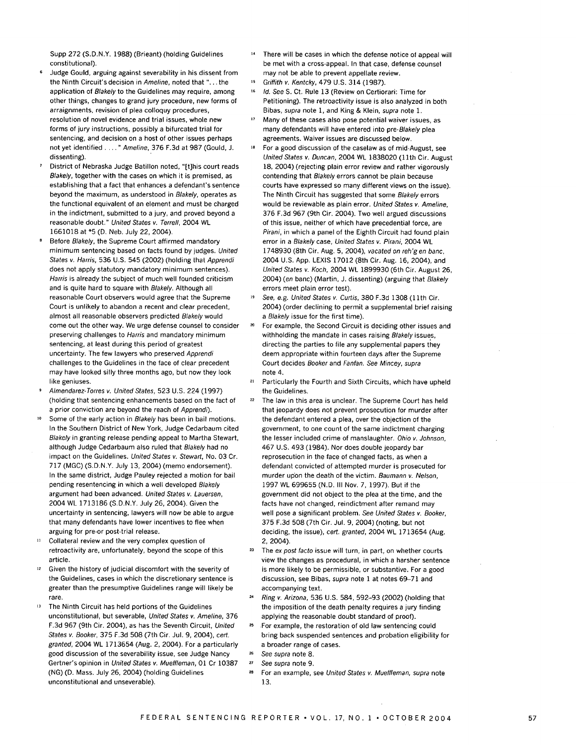Supp 272 (S.D.N.Y. 1988) (Brieant) (holding Guidelines constitutional).

6 Judge Gould, arguing against severability in his dissent from the Ninth Circuit's decision in *Ameline*, noted that "... the application of *Blakely* to the Guidelines may require, among other things, changes to grand jury procedure, new forms of arraignments, revision of plea colloquy procedures, resolution of novel evidence and trial issues, whole new forms of jury instructions, possibly a bifurcated trial for sentencing, and decision on a host of other issues perhaps not yet identified ...." *Ameline*, 376 F.3d at 987 (Gould, J. dissenting).

7 District of Nebraska Judge Batillon noted, "[t]his court reads *Blakely*, together with the cases on which it is premised, as establishing that a fact that enhances a defendant's sentence beyond the maximum, as understood in *Blakely*, operates as the functional equivalent of an element and must be charged in the indictment, submitted to a jury, and proved beyond a reasonable doubt." *United States v. Terrell*, 2004 WL 1661018 at *5 (D. Neb. July 22, 2004).

8 Before *Blakely*, the Supreme Court affirmed mandatory minimum sentencing based on facts found by judges. *United States v. Harris*, 536 U.S. 545 (2002) (holding that *Apprendi* does not apply statutory mandatory minimum sentences). *Harris* is already the subject of much well founded criticism and is quite hard to square with *Blakely*. Although all reasonable Court observers would agree that the Supreme Court is unlikely to abandon a recent and clear precedent, almost all reasonable observers predicted *Blakely* would come out the other way. We urge defense counsel to consider preserving challenges to *Harris* and mandatory minimum sentencing, at least during this period of greatest uncertainty. The few lawyers who preserved *Apprendi* challenges to the Guidelines in the face of clear precedent may have looked silly three months ago, but now they look like geniuses.

9 *Almendarez-Torres v. United States*, 523 U.S. 224 (1997) (holding that sentencing enhancements based on the fact of a prior conviction are beyond the reach of *Apprendi*).

10 Some of the early action in *Blakely* has been in bail motions. In the Southern District of New York, Judge Cedarbaum cited *Blakely* in granting release pending appeal to Martha Stewart, although Judge Cedarbaum also ruled that *Blakely* had no impact on the Guidelines. *United States v. Stewart*, No. 03 Cr. 717 (MGC) (S.D.N.Y. July 13, 2004) (memo endorsement). In the same district, Judge Pauley rejected a motion for bail pending resentencing in which a well developed *Blakely* argument had been advanced. *United States v. Lauersen*, 2004 WL 1713186 (S.D.N.Y. July 26, 2004). Given the uncertainty in sentencing, lawyers will now be able to argue that many defendants have lower incentives to flee when arguing for pre-or post-trial release.

11 Collateral review and the very complex question of retroactivity are, unfortunately, beyond the scope of this article.

12 Given the history of judicial discomfort with the severity of the Guidelines, cases in which the discretionary sentence is greater than the presumptive Guidelines range will likely be rare.

13 The Ninth Circuit has held portions of the Guidelines unconstitutional, but severable, *United States v. Ameline*, 376 F.3d 967 (9th Cir. 2004), as has the Seventh Circuit, *United States v. Booker*, 375 F.3d 508 (7th Cir. Jul. 9, 2004), *cert. granted*, 2004 WL 1713654 (Aug. 2, 2004). For a particularly good discussion of the severability issue, see Judge Nancy Gertner's opinion in *United States v. Mueffleman*, 01 Cr 10387 (NG) (D. Mass. July 26, 2004) (holding Guidelines unconstitutional and unseverable).

14 There will be cases in which the defense notice of appeal will be met with a cross-appeal. In that case, defense counsel may not be able to prevent appellate review.

15 *Griffith v. Kentcky*, 479 U.S. 314 (1987).

16 *Id. See* S. Ct. Rule 13 (Review on Certiorari: Time for Petitioning). The retroactivity issue is also analyzed in both Bibas, *supra* note 1, and King & Klein, *supra* note 1.

17 Many of these cases also pose potential waiver issues, as many defendants will have entered into pre-*Blakely* plea agreements. Waiver issues are discussed below.

18 For a good discussion of the caselaw as of mid-August, see *United States v. Duncan*, 2004 WL 1838020 (11th Cir. August 18, 2004) (rejecting plain error review and rather vigorously contending that *Blakely* errors cannot be plain because courts have expressed so many different views on the issue). The Ninth Circuit has suggested that some *Blakely* errors would be reviewable as plain error. *United States v. Ameline*, 376 F.3d 967 (9th Cir. 2004). Two well argued discussions of this issue, neither of which have precedential force, are *Pirani*, in which a panel of the Eighth Circuit had found plain error in a *Blakely* case, *United States v. Pirani*, 2004 WL 1748930 (8th Cir. Aug. 5, 2004), *vacated on reh'g en banc*, 2004 U.S. App. LEXIS 17012 (8th Cir. Aug. 16, 2004), and *United States v. Koch*, 2004 WL 1899930 (6th Cir. August 26, 2004) (*en* banc) (Martin, J. dissenting) (arguing that *Blakely* errors meet plain error test).

19 *See, e.g. United States v. Curtis*, 380 F.3d 1308 (11th Cir. 2004) (order declining to permit a supplemental brief raising a *Blakely* issue for the first time).

20 For example, the Second Circuit is deciding other issues and withholding the mandate in cases raising *Blakely* issues, directing the parties to file any supplemental papers they deem appropriate within fourteen days after the Supreme Court decides *Booker* and *Fanfan*. *See Mincey*, *supra* note 4.

21 Particularly the Fourth and Sixth Circuits, which have upheld the Guidelines.

22 The law in this area is unclear. The Supreme Court has held that jeopardy does not prevent prosecution for murder after the defendant entered a plea, over the objection of the government, to one count of the same indictment charging the lesser included crime of manslaughter. *Ohio v. Johnson*, 467 U.S. 493 (1984). Nor does double jeopardy bar reprosecution in the face of changed facts, as when a defendant convicted of attempted murder is prosecuted for murder upon the death of the victim. *Baumann v. Nelson*, 1997 WL 699655 (N.D. Ill Nov. 7, 1997). But if the government did not object to the plea at the time, and the facts have not changed, reindictment after remand may well pose a significant problem. *See United States v. Booker*, 375 F.3d 508 (7th Cir. Jul. 9, 2004) (noting, but not deciding, the issue), *cert. granted*, 2004 WL 1713654 (Aug. 2, 2004).

23 The *ex post facto* issue will turn, in part, on whether courts view the changes as procedural, in which a harsher sentence is more likely to be permissible, or substantive. For a good discussion, see Bibas, *supra* note 1 at notes 69–71 and accompanying text.

24 *Ring v. Arizona*, 536 U.S. 584, 592–93 (2002) (holding that the imposition of the death penalty requires a jury finding applying the reasonable doubt standard of proof).

25 For example, the restoration of old law sentencing could bring back suspended sentences and probation eligibility for a broader range of cases.

26 *See supra* note 8.

27 *See supra* note 9.

28 For an example, see *United States v. Mueffleman*, *supra* note 13.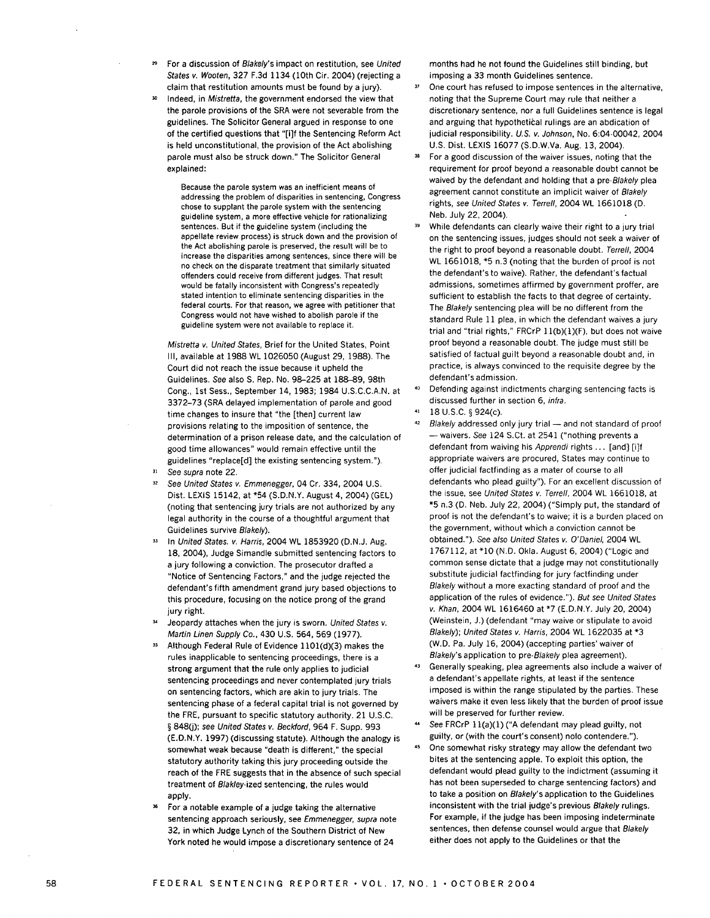29. For a discussion of *Blakely*'s impact on restitution, see *United States v. Wooten*, 327 F.3d 1134 (10th Cir. 2004) (rejecting a claim that restitution amounts must be found by a jury).

30. Indeed, in *Mistretta*, the government endorsed the view that the parole provisions of the SRA were not severable from the guidelines. The Solicitor General argued in response to one of the certified questions that "[i]f the Sentencing Reform Act is held unconstitutional, the provision of the Act abolishing parole must also be struck down." The Solicitor General explained:

> Because the parole system was an inefficient means of addressing the problem of disparities in sentencing, Congress chose to supplant the parole system with the sentencing guideline system, a more effective vehicle for rationalizing sentences. But if the guideline system (including the appellate review process) is struck down and the provision of the Act abolishing parole is preserved, the result will be to increase the disparities among sentences, since there will be no check on the disparate treatment that similarly situated offenders could receive from different judges. That result would be fatally inconsistent with Congress's repeatedly stated intention to eliminate sentencing disparities in the federal courts. For that reason, we agree with petitioner that Congress would not have wished to abolish parole if the guideline system were not available to replace it.

*Mistretta v. United States*, Brief for the United States, Point III, available at 1988 WL 1026050 (August 29, 1988). The Court did not reach the issue because it upheld the Guidelines. *See* also S. Rep. No. 98-225 at 188–89, 98th Cong., 1st Sess., September 14, 1983; 1984 U.S.C.C.A.N. at 3372–73 (SRA delayed implementation of parole and good time changes to insure that "the [then] current law provisions relating to the imposition of sentence, the determination of a prison release date, and the calculation of good time allowances" would remain effective until the guidelines "replace[d] the existing sentencing system.").

31. *See supra* note 22.

32. *See United States v. Emmenegger*, 04 Cr. 334, 2004 U.S. Dist. LEXIS 15142, at *54 (S.D.N.Y. August 4, 2004) (GEL) (noting that sentencing jury trials are not authorized by any legal authority in the course of a thoughtful argument that Guidelines survive *Blakely*).

33. In *United States. v. Harris*, 2004 WL 1853920 (D.N.J. Aug. 18, 2004), Judge Simandle submitted sentencing factors to a jury following a conviction. The prosecutor drafted a "Notice of Sentencing Factors," and the judge rejected the defendant's fifth amendment grand jury based objections to this procedure, focusing on the notice prong of the grand jury right.

34. Jeopardy attaches when the jury is sworn. *United States v. Martin Linen Supply Co.*, 430 U.S. 564, 569 (1977).

35. Although Federal Rule of Evidence 1101(d)(3) makes the rules inapplicable to sentencing proceedings, there is a strong argument that the rule only applies to judicial sentencing proceedings and never contemplated jury trials on sentencing factors, which are akin to jury trials. The sentencing phase of a federal capital trial is not governed by the FRE, pursuant to specific statutory authority. 21 U.S.C. § 848(j); *see United States v. Beckford*, 964 F. Supp. 993 (E.D.N.Y. 1997) (discussing statute). Although the analogy is somewhat weak because "death is different," the special statutory authority taking this jury proceeding outside the reach of the FRE suggests that in the absence of such special treatment of *Blakley*-ized sentencing, the rules would apply.

36. For a notable example of a judge taking the alternative sentencing approach seriously, see *Emmenegger, supra* note 32, in which Judge Lynch of the Southern District of New York noted he would impose a discretionary sentence of 24 months had he not found the Guidelines still binding, but imposing a 33 month Guidelines sentence.

37. One court has refused to impose sentences in the alternative, noting that the Supreme Court may rule that neither a discretionary sentence, nor a full Guidelines sentence is legal and arguing that hypothetical rulings are an abdication of judicial responsibility. *U.S. v. Johnson*, No. 6:04-00042, 2004 U.S. Dist. LEXIS 16077 (S.D.W.Va. Aug. 13, 2004).

38. For a good discussion of the waiver issues, noting that the requirement for proof beyond a reasonable doubt cannot be waived by the defendant and holding that a pre-*Blakely* plea agreement cannot constitute an implicit waiver of *Blakely* rights, *see United States v. Terrell*, 2004 WL 1661018 (D. Neb. July 22, 2004).

39. While defendants can clearly waive their right to a jury trial on the sentencing issues, judges should not seek a waiver of the right to proof beyond a reasonable doubt. *Terrell*, 2004 WL 1661018, *5 n.3 (noting that the burden of proof is not the defendant's to waive). Rather, the defendant's factual admissions, sometimes affirmed by government proffer, are sufficient to establish the facts to that degree of certainty. The *Blakely* sentencing plea will be no different from the standard Rule 11 plea, in which the defendant waives a jury trial and "trial rights," FRCrP 11(b)(1)(F), but does not waive proof beyond a reasonable doubt. The judge must still be satisfied of factual guilt beyond a reasonable doubt and, in practice, is always convinced to the requisite degree by the defendant's admission.

40. Defending against indictments charging sentencing facts is discussed further in section 6, *infra*.

41. 18 U.S.C. § 924(c).

42. *Blakely* addressed only jury trial — and not standard of proof — waivers. *See* 124 S.Ct. at 2541 ("nothing prevents a defendant from waiving his *Apprendi* rights ... [and] [i]f appropriate waivers are procured, States may continue to offer judicial factfinding as a mater of course to all defendants who plead guilty"). For an excellent discussion of the issue, see *United States v. Terrell*, 2004 WL 1661018, at *5 n.3 (D. Neb. July 22, 2004) ("Simply put, the standard of proof is not the defendant's to waive; it is a burden placed on the government, without which a conviction cannot be obtained."). *See also United States v. O'Daniel*, 2004 WL 1767112, at *10 (N.D. Okla. August 6, 2004) ("Logic and common sense dictate that a judge may not constitutionally substitute judicial factfinding for jury factfinding under *Blakely* without a more exacting standard of proof and the application of the rules of evidence."). *But see United States v. Khan*, 2004 WL 1616460 at *7 (E.D.N.Y. July 20, 2004) (Weinstein, J.) (defendant "may waive or stipulate to avoid *Blakely*); *United States v. Harris*, 2004 WL 1622035 at *3 (W.D. Pa. July 16, 2004) (accepting parties' waiver of *Blakely*'s application to pre-*Blakely* plea agreement).

43. Generally speaking, plea agreements also include a waiver of a defendant's appellate rights, at least if the sentence imposed is within the range stipulated by the parties. These waivers make it even less likely that the burden of proof issue will be preserved for further review.

44. *See* FRCrP 11(a)(1) ("A defendant may plead guilty, not guilty, or (with the court's consent) nolo contendere.").

45. One somewhat risky strategy may allow the defendant two bites at the sentencing apple. To exploit this option, the defendant would plead guilty to the indictment (assuming it has not been superseded to charge sentencing factors) and to take a position on *Blakely*'s application to the Guidelines inconsistent with the trial judge's previous *Blakely* rulings. For example, if the judge has been imposing indeterminate sentences, then defense counsel would argue that *Blakely* either does not apply to the Guidelines or that the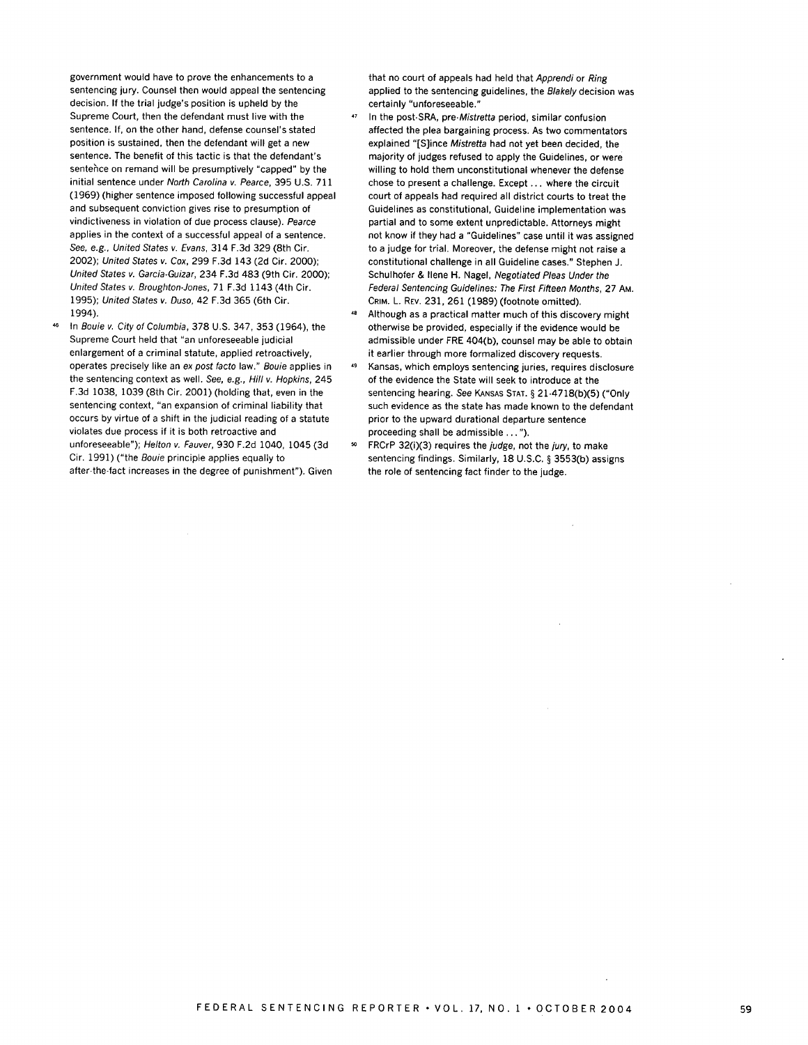government would have to prove the enhancements to a sentencing jury. Counsel then would appeal the sentencing decision. If the trial judge's position is upheld by the Supreme Court, then the defendant must live with the sentence. If, on the other hand, defense counsel's stated position is sustained, then the defendant will get a new sentence. The benefit of this tactic is that the defendant's sentence on remand will be presumptively "capped" by the initial sentence under *North Carolina v. Pearce*, 395 U.S. 711 (1969) (higher sentence imposed following successful appeal and subsequent conviction gives rise to presumption of vindictiveness in violation of due process clause). *Pearce* applies in the context of a successful appeal of a sentence. *See, e.g., United States v. Evans*, 314 F.3d 329 (8th Cir. 2002); *United States v. Cox*, 299 F.3d 143 (2d Cir. 2000); *United States v. Garcia-Guizar*, 234 F.3d 483 (9th Cir. 2000); *United States v. Broughton-Jones*, 71 F.3d 1143 (4th Cir. 1995); *United States v. Duso*, 42 F.3d 365 (6th Cir. 1994).

[46] In *Bouie v. City of Columbia*, 378 U.S. 347, 353 (1964), the Supreme Court held that "an unforeseeable judicial enlargement of a criminal statute, applied retroactively, operates precisely like an *ex post facto* law." *Bouie* applies in the sentencing context as well. *See, e.g., Hill v. Hopkins*, 245 F.3d 1038, 1039 (8th Cir. 2001) (holding that, even in the sentencing context, "an expansion of criminal liability that occurs by virtue of a shift in the judicial reading of a statute violates due process if it is both retroactive and unforeseeable"); *Helton v. Fauver*, 930 F.2d 1040, 1045 (3d Cir. 1991) ("the *Bouie* principle applies equally to after-the-fact increases in the degree of punishment"). Given that no court of appeals had held that *Apprendi* or *Ring* applied to the sentencing guidelines, the *Blakely* decision was certainly "unforeseeable."

[47] In the post-SRA, pre-*Mistretta* period, similar confusion affected the plea bargaining process. As two commentators explained "[S]ince *Mistretta* had not yet been decided, the majority of judges refused to apply the Guidelines, or were willing to hold them unconstitutional whenever the defense chose to present a challenge. Except ... where the circuit court of appeals had required all district courts to treat the Guidelines as constitutional, Guideline implementation was partial and to some extent unpredictable. Attorneys might not know if they had a "Guidelines" case until it was assigned to a judge for trial. Moreover, the defense might not raise a constitutional challenge in all Guideline cases." Stephen J. Schulhofer & Ilene H. Nagel, *Negotiated Pleas Under the Federal Sentencing Guidelines: The First Fifteen Months*, 27 AM. CRIM. L. REV. 231, 261 (1989) (footnote omitted).

[48] Although as a practical matter much of this discovery might otherwise be provided, especially if the evidence would be admissible under FRE 404(b), counsel may be able to obtain it earlier through more formalized discovery requests.

[49] Kansas, which employs sentencing juries, requires disclosure of the evidence the State will seek to introduce at the sentencing hearing. *See* KANSAS STAT. § 21-4718(b)(5) ("Only such evidence as the state has made known to the defendant prior to the upward durational departure sentence proceeding shall be admissible ... ").

[50] FRCrP 32(i)(3) requires the *judge*, not the *jury*, to make sentencing findings. Similarly, 18 U.S.C. § 3553(b) assigns the role of sentencing fact finder to the judge.